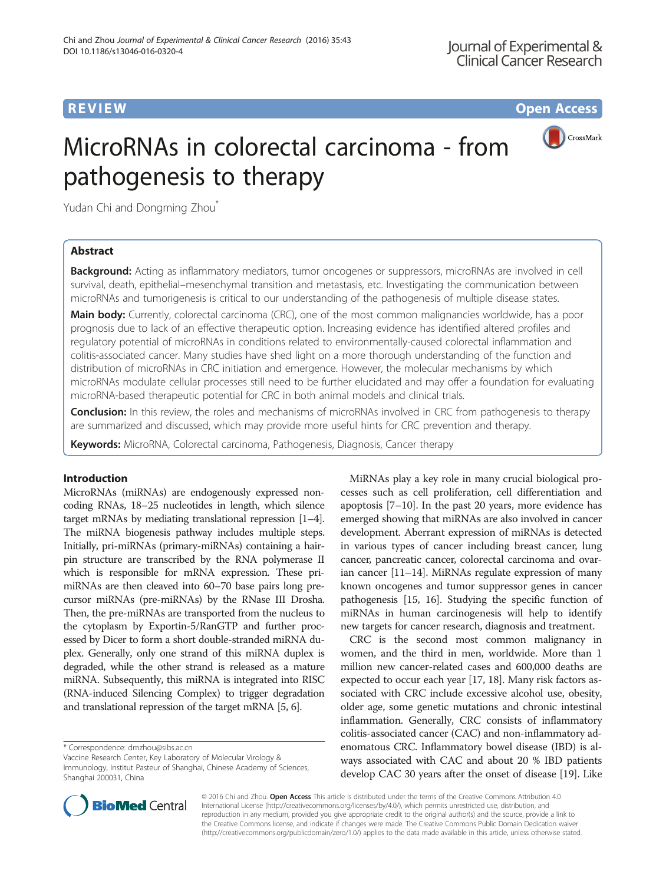REVIEW Open Access

# MicroRNAs in colorectal carcinoma - from pathogenesis to therapy

Yudan Chi and Dongming Zhou[*]

## Abstract

**Background:** Acting as inflammatory mediators, tumor oncogenes or suppressors, microRNAs are involved in cell survival, death, epithelial–mesenchymal transition and metastasis, etc. Investigating the communication between microRNAs and tumorigenesis is critical to our understanding of the pathogenesis of multiple disease states.

**Main body:** Currently, colorectal carcinoma (CRC), one of the most common malignancies worldwide, has a poor prognosis due to lack of an effective therapeutic option. Increasing evidence has identified altered profiles and regulatory potential of microRNAs in conditions related to environmentally-caused colorectal inflammation and colitis-associated cancer. Many studies have shed light on a more thorough understanding of the function and distribution of microRNAs in CRC initiation and emergence. However, the molecular mechanisms by which microRNAs modulate cellular processes still need to be further elucidated and may offer a foundation for evaluating microRNA-based therapeutic potential for CRC in both animal models and clinical trials.

**Conclusion:** In this review, the roles and mechanisms of microRNAs involved in CRC from pathogenesis to therapy are summarized and discussed, which may provide more useful hints for CRC prevention and therapy.

**Keywords:** MicroRNA, Colorectal carcinoma, Pathogenesis, Diagnosis, Cancer therapy

## Introduction

MicroRNAs (miRNAs) are endogenously expressed non-coding RNAs, 18–25 nucleotides in length, which silence target mRNAs by mediating translational repression [1–4]. The miRNA biogenesis pathway includes multiple steps. Initially, pri-miRNAs (primary-miRNAs) containing a hairpin structure are transcribed by the RNA polymerase II which is responsible for mRNA expression. These pri-miRNAs are then cleaved into 60–70 base pairs long precursor miRNAs (pre-miRNAs) by the RNase III Drosha. Then, the pre-miRNAs are transported from the nucleus to the cytoplasm by Exportin-5/RanGTP and further processed by Dicer to form a short double-stranded miRNA duplex. Generally, only one strand of this miRNA duplex is degraded, while the other strand is released as a mature miRNA. Subsequently, this miRNA is integrated into RISC (RNA-induced Silencing Complex) to trigger degradation and translational repression of the target mRNA [5, 6].

MiRNAs play a key role in many crucial biological processes such as cell proliferation, cell differentiation and apoptosis [7–10]. In the past 20 years, more evidence has emerged showing that miRNAs are also involved in cancer development. Aberrant expression of miRNAs is detected in various types of cancer including breast cancer, lung cancer, pancreatic cancer, colorectal carcinoma and ovarian cancer [11–14]. MiRNAs regulate expression of many known oncogenes and tumor suppressor genes in cancer pathogenesis [15, 16]. Studying the specific function of miRNAs in human carcinogenesis will help to identify new targets for cancer research, diagnosis and treatment.

CRC is the second most common malignancy in women, and the third in men, worldwide. More than 1 million new cancer-related cases and 600,000 deaths are expected to occur each year [17, 18]. Many risk factors associated with CRC include excessive alcohol use, obesity, older age, some genetic mutations and chronic intestinal inflammation. Generally, CRC consists of inflammatory colitis-associated cancer (CAC) and non-inflammatory adenomatous CRC. Inflammatory bowel disease (IBD) is always associated with CAC and about 20 % IBD patients develop CAC 30 years after the onset of disease [19]. Like

* Correspondence: dmzhou@sibs.ac.cn
Vaccine Research Center, Key Laboratory of Molecular Virology & Immunology, Institut Pasteur of Shanghai, Chinese Academy of Sciences, Shanghai 200031, China

© 2016 Chi and Zhou. **Open Access** This article is distributed under the terms of the Creative Commons Attribution 4.0 International License (http://creativecommons.org/licenses/by/4.0/), which permits unrestricted use, distribution, and reproduction in any medium, provided you give appropriate credit to the original author(s) and the source, provide a link to the Creative Commons license, and indicate if changes were made. The Creative Commons Public Domain Dedication waiver (http://creativecommons.org/publicdomain/zero/1.0/) applies to the data made available in this article, unless otherwise stated.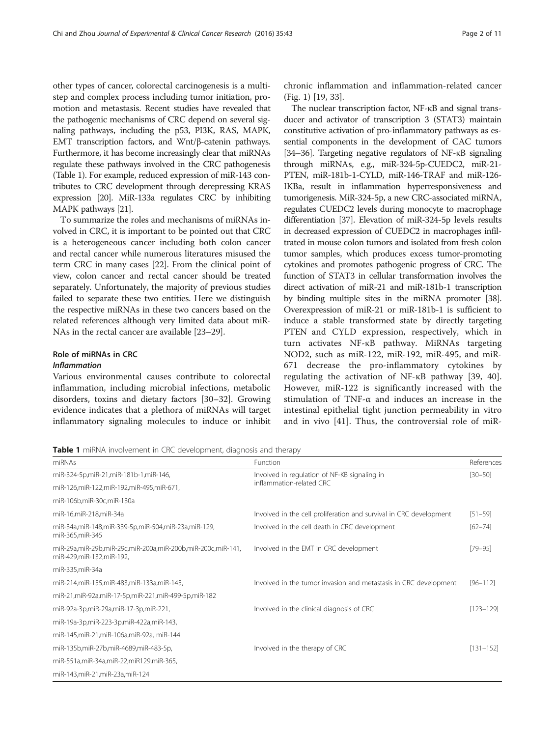other types of cancer, colorectal carcinogenesis is a multistep and complex process including tumor initiation, promotion and metastasis. Recent studies have revealed that the pathogenic mechanisms of CRC depend on several signaling pathways, including the p53, PI3K, RAS, MAPK, EMT transcription factors, and Wnt/β-catenin pathways. Furthermore, it has become increasingly clear that miRNAs regulate these pathways involved in the CRC pathogenesis (Table 1). For example, reduced expression of miR-143 contributes to CRC development through derepressing KRAS expression [20]. MiR-133a regulates CRC by inhibiting MAPK pathways [21].

To summarize the roles and mechanisms of miRNAs involved in CRC, it is important to be pointed out that CRC is a heterogeneous cancer including both colon cancer and rectal cancer while numerous literatures misused the term CRC in many cases [22]. From the clinical point of view, colon cancer and rectal cancer should be treated separately. Unfortunately, the majority of previous studies failed to separate these two entities. Here we distinguish the respective miRNAs in these two cancers based on the related references although very limited data about miRNAs in the rectal cancer are available [23–29].

## Role of miRNAs in CRC

### *Inflammation*

Various environmental causes contribute to colorectal inflammation, including microbial infections, metabolic disorders, toxins and dietary factors [30–32]. Growing evidence indicates that a plethora of miRNAs will target inflammatory signaling molecules to induce or inhibit chronic inflammation and inflammation-related cancer (Fig. 1) [19, 33].

The nuclear transcription factor, NF-κB and signal transducer and activator of transcription 3 (STAT3) maintain constitutive activation of pro-inflammatory pathways as essential components in the development of CAC tumors [34–36]. Targeting negative regulators of NF-κB signaling through miRNAs, e.g., miR-324-5p-CUEDC2, miR-21-PTEN, miR-181b-1-CYLD, miR-146-TRAF and miR-126-IKBa, result in inflammation hyperresponsiveness and tumorigenesis. MiR-324-5p, a new CRC-associated miRNA, regulates CUEDC2 levels during monocyte to macrophage differentiation [37]. Elevation of miR-324-5p levels results in decreased expression of CUEDC2 in macrophages infiltrated in mouse colon tumors and isolated from fresh colon tumor samples, which produces excess tumor-promoting cytokines and promotes pathogenic progress of CRC. The function of STAT3 in cellular transformation involves the direct activation of miR-21 and miR-181b-1 transcription by binding multiple sites in the miRNA promoter [38]. Overexpression of miR-21 or miR-181b-1 is sufficient to induce a stable transformed state by directly targeting PTEN and CYLD expression, respectively, which in turn activates NF-κB pathway. MiRNAs targeting NOD2, such as miR-122, miR-192, miR-495, and miR-671 decrease the pro-inflammatory cytokines by regulating the activation of NF-κB pathway [39, 40]. However, miR-122 is significantly increased with the stimulation of TNF-α and induces an increase in the intestinal epithelial tight junction permeability in vitro and in vivo [41]. Thus, the controversial role of miR-

**Table 1** miRNA involvement in CRC development, diagnosis and therapy

| miRNAs | Function | References |
|---|---|---|
| miR-324-5p,miR-21,miR-181b-1,miR-146, miR-126,miR-122,miR-192,miR-495,miR-671, miR-106b,miR-30c,miR-130a | Involved in regulation of NF-KB signaling in inflammation-related CRC | [30–50] |
| miR-16,miR-218,miR-34a | Involved in the cell proliferation and survival in CRC development | [51–59] |
| miR-34a,miR-148,miR-339-5p,miR-504,miR-23a,miR-129, miR-365,miR-345 | Involved in the cell death in CRC development | [62–74] |
| miR-29a,miR-29b,miR-29c,miR-200a,miR-200b,miR-200c,miR-141, miR-429,miR-132,miR-192, miR-335,miR-34a | Involved in the EMT in CRC development | [79–95] |
| miR-214,miR-155,miR-483,miR-133a,miR-145, miR-21,miR-92a,miR-17-5p,miR-221,miR-499-5p,miR-182 | Involved in the tumor invasion and metastasis in CRC development | [96–112] |
| miR-92a-3p,miR-29a,miR-17-3p,miR-221, miR-19a-3p,miR-223-3p,miR-422a,miR-143, miR-145,miR-21,miR-106a,miR-92a, miR-144 | Involved in the clinical diagnosis of CRC | [123–129] |
| miR-135b,miR-27b,miR-4689,miR-483-5p, miR-551a,miR-34a,miR-22,miR129,miR-365, miR-143,miR-21,miR-23a,miR-124 | Involved in the therapy of CRC | [131–152] |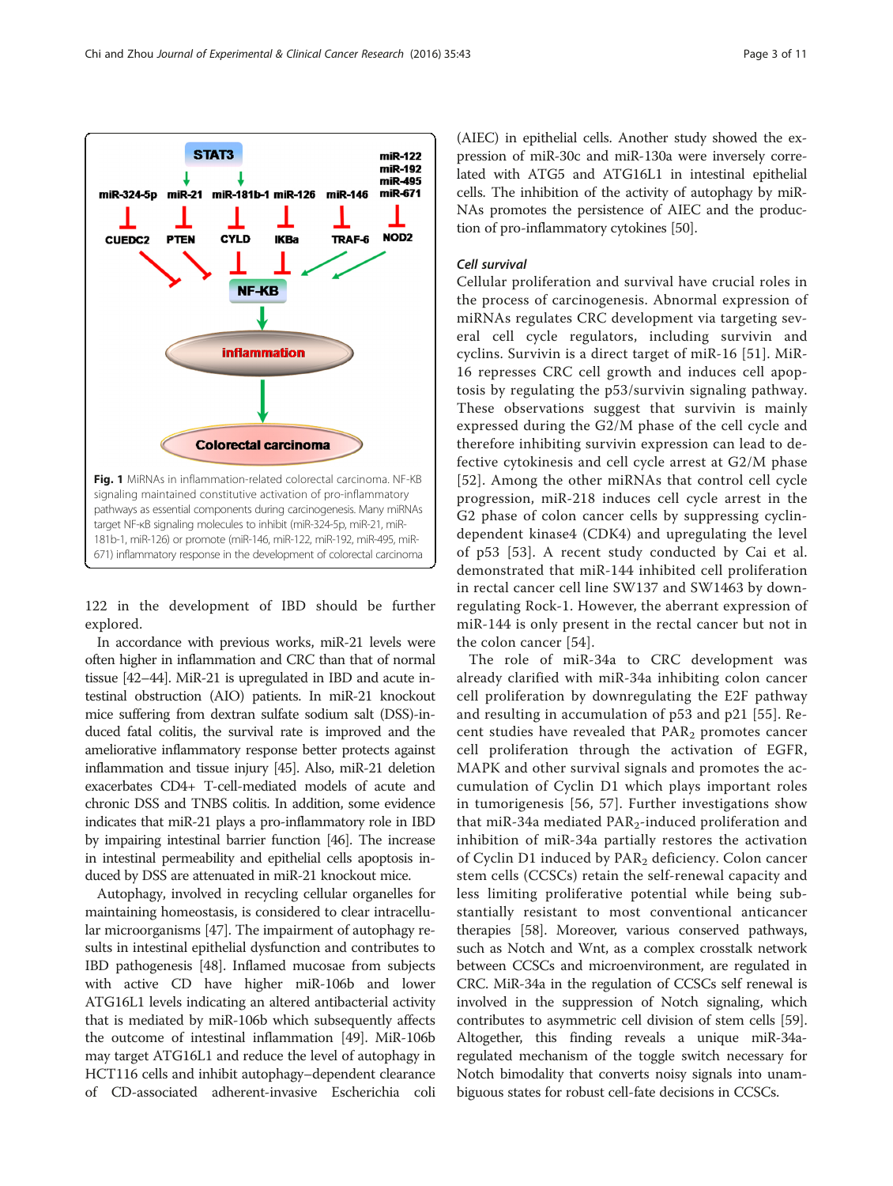Fig. 1 MiRNAs in inflammation-related colorectal carcinoma. NF-KB signaling maintained constitutive activation of pro-inflammatory pathways as essential components during carcinogenesis. Many miRNAs target NF-κB signaling molecules to inhibit (miR-324-5p, miR-21, miR-181b-1, miR-126) or promote (miR-146, miR-122, miR-192, miR-495, miR-671) inflammatory response in the development of colorectal carcinoma

122 in the development of IBD should be further explored.

In accordance with previous works, miR-21 levels were often higher in inflammation and CRC than that of normal tissue [42–44]. MiR-21 is upregulated in IBD and acute intestinal obstruction (AIO) patients. In miR-21 knockout mice suffering from dextran sulfate sodium (DSS)-induced fatal colitis, the survival rate is improved and the ameliorative inflammatory response better protects against inflammation and tissue injury [45]. Also, miR-21 deletion exacerbates CD4+ T-cell-mediated models of acute and chronic DSS and TNBS colitis. In addition, some evidence indicates that miR-21 plays a pro-inflammatory role in IBD by impairing intestinal barrier function [46]. The increase in intestinal permeability and epithelial cells apoptosis induced by DSS are attenuated in miR-21 knockout mice.

Autophagy, involved in recycling cellular organelles for maintaining homeostasis, is considered to clear intracellular microorganisms [47]. The impairment of autophagy results in intestinal epithelial dysfunction and contributes to IBD pathogenesis [48]. Inflamed mucosae from subjects with active CD have higher miR-106b and lower ATG16L1 levels indicating an altered antibacterial activity that is mediated by miR-106b which subsequently affects the outcome of intestinal inflammation [49]. MiR-106b may target ATG16L1 and reduce the level of autophagy in HCT116 cells and inhibit autophagy–dependent clearance of CD-associated adherent-invasive Escherichia coli (AIEC) in epithelial cells. Another study showed the expression of miR-30c and miR-130a were inversely correlated with ATG5 and ATG16L1 in intestinal epithelial cells. The inhibition of the activity of autophagy by miRNAs promotes the persistence of AIEC and the production of pro-inflammatory cytokines [50].

### *Cell survival*

Cellular proliferation and survival have crucial roles in the process of carcinogenesis. Abnormal expression of miRNAs regulates CRC development via targeting several cell cycle regulators, including survivin and cyclins. Survivin is a direct target of miR-16 [51]. MiR-16 represses CRC cell growth and induces cell apoptosis by regulating the p53/survivin signaling pathway. These observations suggest that survivin is mainly expressed during the G2/M phase of the cell cycle and therefore inhibiting survivin expression can lead to defective cytokinesis and cell cycle arrest at G2/M phase [52]. Among the other miRNAs that control cell cycle progression, miR-218 induces cell cycle arrest in the G2 phase of colon cancer cells by suppressing cyclin-dependent kinase4 (CDK4) and upregulating the level of p53 [53]. A recent study conducted by Cai et al. demonstrated that miR-144 inhibited cell proliferation in rectal cancer cell line SW137 and SW1463 by downregulating Rock-1. However, the aberrant expression of miR-144 is only present in the rectal cancer but not in the colon cancer [54].

The role of miR-34a to CRC development was already clarified with miR-34a inhibiting colon cancer cell proliferation by downregulating the E2F pathway and resulting in accumulation of p53 and p21 [55]. Recent studies have revealed that $PAR_2$ promotes cancer cell proliferation through the activation of EGFR, MAPK and other survival signals and promotes the accumulation of Cyclin D1 which plays important roles in tumorigenesis [56, 57]. Further investigations show that miR-34a mediated $PAR_2$-induced proliferation and inhibition of miR-34a partially restores the activation of Cyclin D1 induced by $PAR_2$ deficiency. Colon cancer stem cells (CCSCs) retain the self-renewal capacity and less limiting proliferative potential while being substantially resistant to most conventional anticancer therapies [58]. Moreover, various conserved pathways, such as Notch and Wnt, as a complex crosstalk network between CCSCs and microenvironment, are regulated in CRC. MiR-34a in the regulation of CCSCs self renewal is involved in the suppression of Notch signaling, which contributes to asymmetric cell division of stem cells [59]. Altogether, this finding reveals a unique miR-34a-regulated mechanism of the toggle switch necessary for Notch bimodality that converts noisy signals into unambiguous states for robust cell-fate decisions in CCSCs.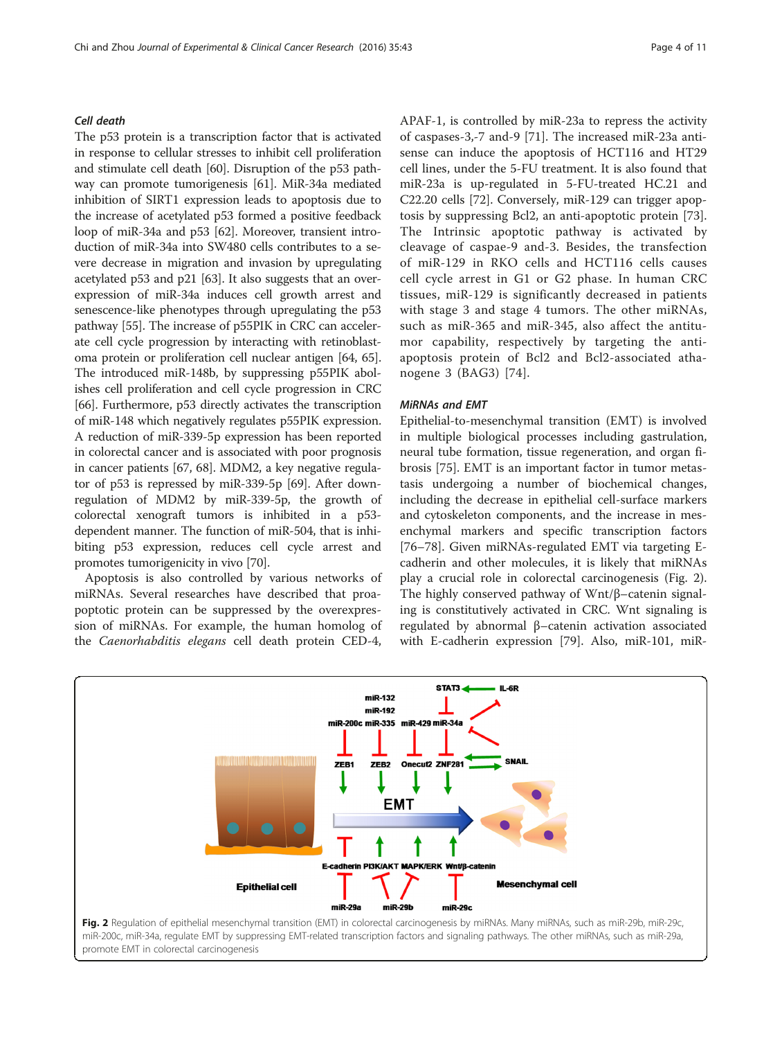### Cell death

The p53 protein is a transcription factor that is activated in response to cellular stresses to inhibit cell proliferation and stimulate cell death [60]. Disruption of the p53 pathway can promote tumorigenesis [61]. MiR-34a mediated inhibition of SIRT1 expression leads to apoptosis due to the increase of acetylated p53 formed a positive feedback loop of miR-34a and p53 [62]. Moreover, transient introduction of miR-34a into SW480 cells contributes to a severe decrease in migration and invasion by upregulating acetylated p53 and p21 [63]. It also suggests that an overexpression of miR-34a induces cell growth arrest and senescence-like phenotypes through upregulating the p53 pathway [55]. The increase of p55PIK in CRC can accelerate cell cycle progression by interacting with retinoblastoma protein or proliferation cell nuclear antigen [64, 65]. The introduced miR-148b, by suppressing p55PIK abolishes cell proliferation and cell cycle progression in CRC [66]. Furthermore, p53 directly activates the transcription of miR-148 which negatively regulates p55PIK expression. A reduction of miR-339-5p expression has been reported in colorectal cancer and is associated with poor prognosis in cancer patients [67, 68]. MDM2, a key negative regulator of p53 is repressed by miR-339-5p [69]. After downregulation of MDM2 by miR-339-5p, the growth of colorectal xenograft tumors is inhibited in a p53-dependent manner. The function of miR-504, that is inhibiting p53 expression, reduces cell cycle arrest and promotes tumorigenicity in vivo [70].

Apoptosis is also controlled by various networks of miRNAs. Several researches have described that proapoptotic protein can be suppressed by the overexpression of miRNAs. For example, the human homolog of the *Caenorhabditis elegans* cell death protein CED-4, APAF-1, is controlled by miR-23a to repress the activity of caspases-3,-7 and-9 [71]. The increased miR-23a antisense can induce the apoptosis of HCT116 and HT29 cell lines, under the 5-FU treatment. It is also found that miR-23a is up-regulated in 5-FU-treated HC.21 and C22.20 cells [72]. Conversely, miR-129 can trigger apoptosis by suppressing Bcl2, an anti-apoptotic protein [73]. The Intrinsic apoptotic pathway is activated by cleavage of caspae-9 and-3. Besides, the transfection of miR-129 in RKO cells and HCT116 cells causes cell cycle arrest in G1 or G2 phase. In human CRC tissues, miR-129 is significantly decreased in patients with stage 3 and stage 4 tumors. The other miRNAs, such as miR-365 and miR-345, also affect the antitumor capability, respectively by targeting the anti-apoptosis protein of Bcl2 and Bcl2-associated athanogene 3 (BAG3) [74].

### MiRNAs and EMT

Epithelial-to-mesenchymal transition (EMT) is involved in multiple biological processes including gastrulation, neural tube formation, tissue regeneration, and organ fibrosis [75]. EMT is an important factor in tumor metastasis undergoing a number of biochemical changes, including the decrease in epithelial cell-surface markers and cytoskeleton components, and the increase in mesenchymal markers and specific transcription factors [76–78]. Given miRNAs-regulated EMT via targeting E-cadherin and other molecules, it is likely that miRNAs play a crucial role in colorectal carcinogenesis (Fig. 2). The highly conserved pathway of Wnt/β–catenin signaling is constitutively activated in CRC. Wnt signaling is regulated by abnormal β–catenin activation associated with E-cadherin expression [79]. Also, miR-101, miR-

**Fig. 2** Regulation of epithelial mesenchymal transition (EMT) in colorectal carcinogenesis by miRNAs. Many miRNAs, such as miR-29b, miR-29c, miR-200c, miR-34a, regulate EMT by suppressing EMT-related transcription factors and signaling pathways. The other miRNAs, such as miR-29a, promote EMT in colorectal carcinogenesis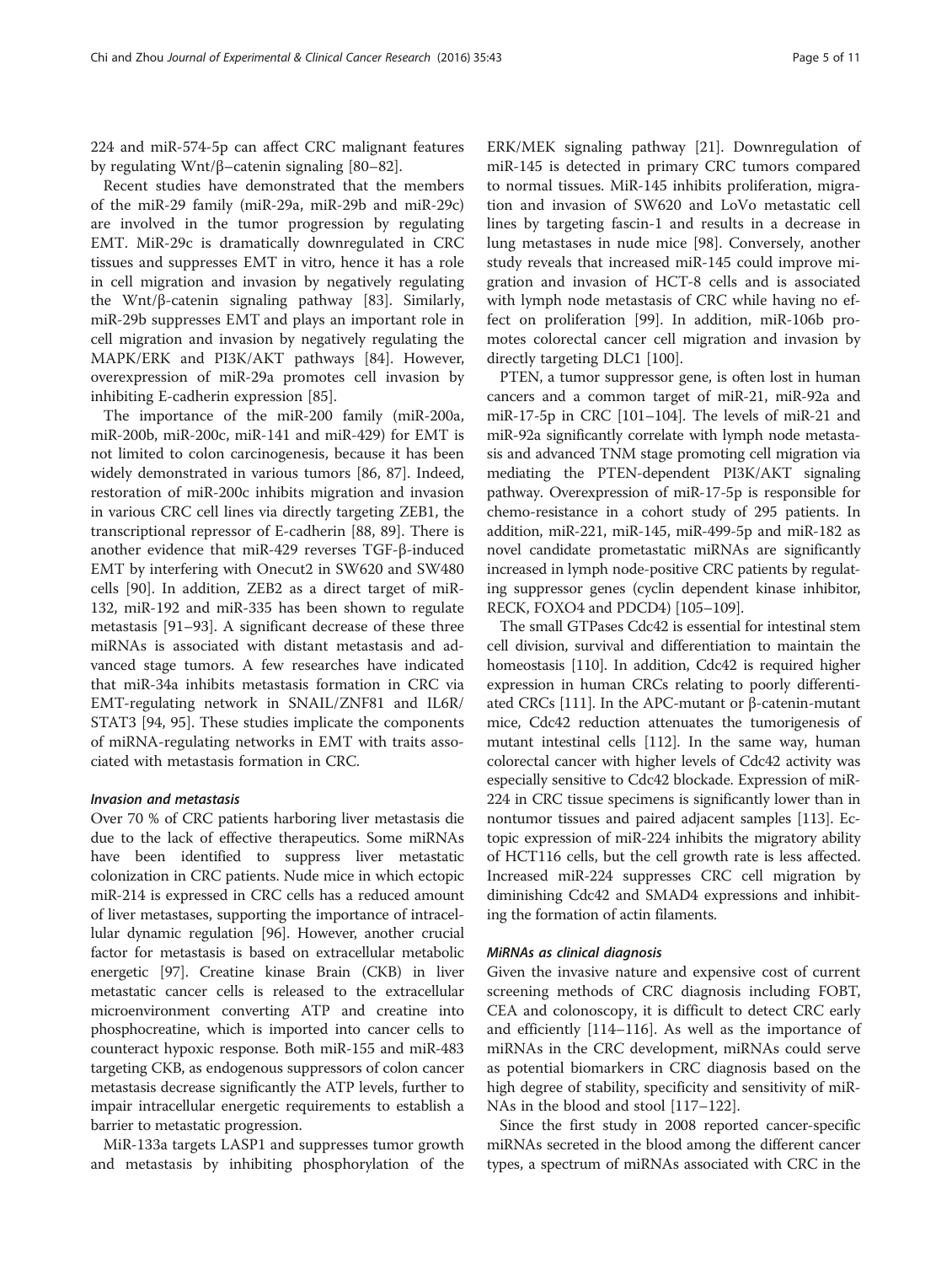224 and miR-574-5p can affect CRC malignant features by regulating Wnt/β–catenin signaling [80–82].

Recent studies have demonstrated that the members of the miR-29 family (miR-29a, miR-29b and miR-29c) are involved in the tumor progression by regulating EMT. MiR-29c is dramatically downregulated in CRC tissues and suppresses EMT in vitro, hence it has a role in cell migration and invasion by negatively regulating the Wnt/β-catenin signaling pathway [83]. Similarly, miR-29b suppresses EMT and plays an important role in cell migration and invasion by negatively regulating the MAPK/ERK and PI3K/AKT pathways [84]. However, overexpression of miR-29a promotes cell invasion by inhibiting E-cadherin expression [85].

The importance of the miR-200 family (miR-200a, miR-200b, miR-200c, miR-141 and miR-429) for EMT is not limited to colon carcinogenesis, because it has been widely demonstrated in various tumors [86, 87]. Indeed, restoration of miR-200c inhibits migration and invasion in various CRC cell lines via directly targeting ZEB1, the transcriptional repressor of E-cadherin [88, 89]. There is another evidence that miR-429 reverses TGF-β-induced EMT by interfering with Onecut2 in SW620 and SW480 cells [90]. In addition, ZEB2 as a direct target of miR-132, miR-192 and miR-335 has been shown to regulate metastasis [91–93]. A significant decrease of these three miRNAs is associated with distant metastasis and advanced stage tumors. A few researches have indicated that miR-34a inhibits metastasis formation in CRC via EMT-regulating network in SNAIL/ZNF81 and IL6R/STAT3 [94, 95]. These studies implicate the components of miRNA-regulating networks in EMT with traits associated with metastasis formation in CRC.

#### *Invasion and metastasis*

Over 70 % of CRC patients harboring liver metastasis die due to the lack of effective therapeutics. Some miRNAs have been identified to suppress liver metastatic colonization in CRC patients. Nude mice in which ectopic miR-214 is expressed in CRC cells has a reduced amount of liver metastases, supporting the importance of intracellular dynamic regulation [96]. However, another crucial factor for metastasis is based on extracellular metabolic energetic [97]. Creatine kinase Brain (CKB) in liver metastatic cancer cells is released to the extracellular microenvironment converting ATP and creatine into phosphocreatine, which is imported into cancer cells to counteract hypoxic response. Both miR-155 and miR-483 targeting CKB, as endogenous suppressors of colon cancer metastasis decrease significantly the ATP levels, further to impair intracellular energetic requirements to establish a barrier to metastatic progression.

MiR-133a targets LASP1 and suppresses tumor growth and metastasis by inhibiting phosphorylation of the ERK/MEK signaling pathway [21]. Downregulation of miR-145 is detected in primary CRC tumors compared to normal tissues. MiR-145 inhibits proliferation, migration and invasion of SW620 and LoVo metastatic cell lines by targeting fascin-1 and results in a decrease in lung metastases in nude mice [98]. Conversely, another study reveals that increased miR-145 could improve migration and invasion of HCT-8 cells and is associated with lymph node metastasis of CRC while having no effect on proliferation [99]. In addition, miR-106b promotes colorectal cancer cell migration and invasion by directly targeting DLC1 [100].

PTEN, a tumor suppressor gene, is often lost in human cancers and a common target of miR-21, miR-92a and miR-17-5p in CRC [101–104]. The levels of miR-21 and miR-92a significantly correlate with lymph node metastasis and advanced TNM stage promoting cell migration via mediating the PTEN-dependent PI3K/AKT signaling pathway. Overexpression of miR-17-5p is responsible for chemo-resistance in a cohort study of 295 patients. In addition, miR-221, miR-145, miR-499-5p and miR-182 as novel candidate prometastatic miRNAs are significantly increased in lymph node-positive CRC patients by regulating suppressor genes (cyclin dependent kinase inhibitor, RECK, FOXO4 and PDCD4) [105–109].

The small GTPases Cdc42 is essential for intestinal stem cell division, survival and differentiation to maintain the homeostasis [110]. In addition, Cdc42 is required higher expression in human CRCs relating to poorly differentiated CRCs [111]. In the APC-mutant or β-catenin-mutant mice, Cdc42 reduction attenuates the tumorigenesis of mutant intestinal cells [112]. In the same way, human colorectal cancer with higher levels of Cdc42 activity was especially sensitive to Cdc42 blockade. Expression of miR-224 in CRC tissue specimens is significantly lower than in nontumor tissues and paired adjacent samples [113]. Ectopic expression of miR-224 inhibits the migratory ability of HCT116 cells, but the cell growth rate is less affected. Increased miR-224 suppresses CRC cell migration by diminishing Cdc42 and SMAD4 expressions and inhibiting the formation of actin filaments.

#### *MiRNAs as clinical diagnosis*

Given the invasive nature and expensive cost of current screening methods of CRC diagnosis including FOBT, CEA and colonoscopy, it is difficult to detect CRC early and efficiently [114–116]. As well as the importance of miRNAs in the CRC development, miRNAs could serve as potential biomarkers in CRC diagnosis based on the high degree of stability, specificity and sensitivity of miRNAs in the blood and stool [117–122].

Since the first study in 2008 reported cancer-specific miRNAs secreted in the blood among the different cancer types, a spectrum of miRNAs associated with CRC in the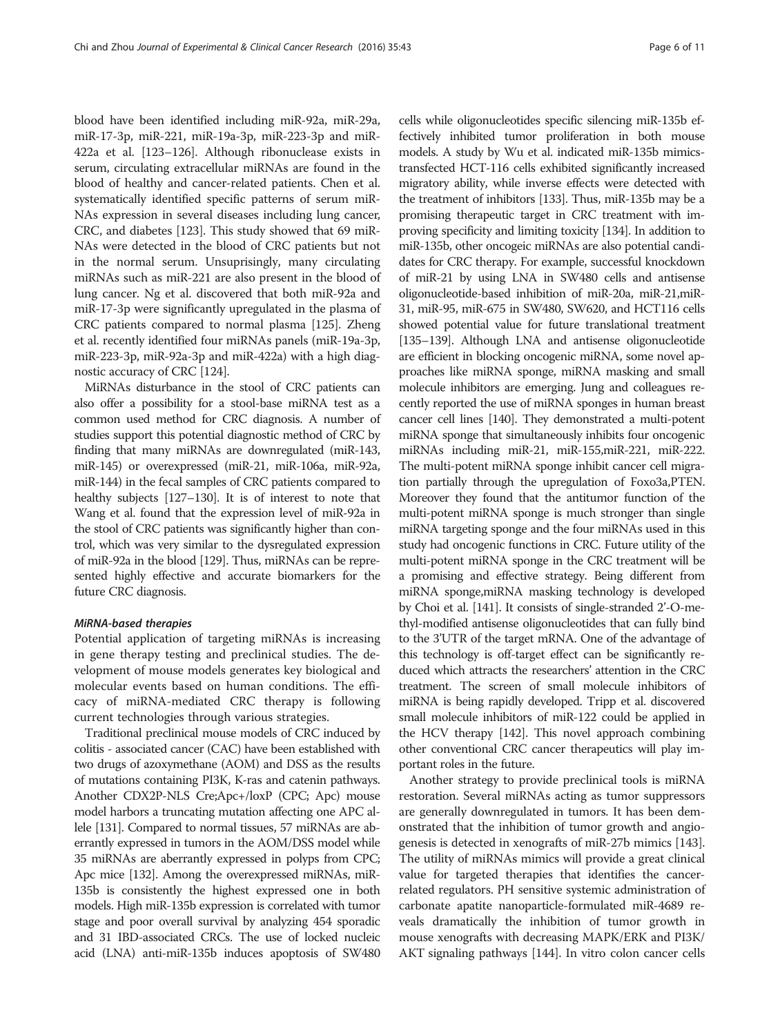blood have been identified including miR-92a, miR-29a, miR-17-3p, miR-221, miR-19a-3p, miR-223-3p and miR-422a et al. [123–126]. Although ribonuclease exists in serum, circulating extracellular miRNAs are found in the blood of healthy and cancer-related patients. Chen et al. systematically identified specific patterns of serum miRNAs expression in several diseases including lung cancer, CRC, and diabetes [123]. This study showed that 69 miRNAs were detected in the blood of CRC patients but not in the normal serum. Unsuprisingly, many circulating miRNAs such as miR-221 are also present in the blood of lung cancer. Ng et al. discovered that both miR-92a and miR-17-3p were significantly upregulated in the plasma of CRC patients compared to normal plasma [125]. Zheng et al. recently identified four miRNAs panels (miR-19a-3p, miR-223-3p, miR-92a-3p and miR-422a) with a high diagnostic accuracy of CRC [124].

MiRNAs disturbance in the stool of CRC patients can also offer a possibility for a stool-base miRNA test as a common used method for CRC diagnosis. A number of studies support this potential diagnostic method of CRC by finding that many miRNAs are downregulated (miR-143, miR-145) or overexpressed (miR-21, miR-106a, miR-92a, miR-144) in the fecal samples of CRC patients compared to healthy subjects [127–130]. It is of interest to note that Wang et al. found that the expression level of miR-92a in the stool of CRC patients was significantly higher than control, which was very similar to the dysregulated expression of miR-92a in the blood [129]. Thus, miRNAs can be represented highly effective and accurate biomarkers for the future CRC diagnosis.

#### *MiRNA-based therapies*

Potential application of targeting miRNAs is increasing in gene therapy testing and preclinical studies. The development of mouse models generates key biological and molecular events based on human conditions. The efficacy of miRNA-mediated CRC therapy is following current technologies through various strategies.

Traditional preclinical mouse models of CRC induced by colitis - associated cancer (CAC) have been established with two drugs of azoxymethane (AOM) and DSS as the results of mutations containing PI3K, K-ras and catenin pathways. Another CDX2P-NLS Cre;Apc+/loxP (CPC; Apc) mouse model harbors a truncating mutation affecting one APC allele [131]. Compared to normal tissues, 57 miRNAs are aberrantly expressed in tumors in the AOM/DSS model while 35 miRNAs are aberrantly expressed in polyps from CPC; Apc mice [132]. Among the overexpressed miRNAs, miR-135b is consistently the highest expressed one in both models. High miR-135b expression is correlated with tumor stage and poor overall survival by analyzing 454 sporadic and 31 IBD-associated CRCs. The use of locked nucleic acid (LNA) anti-miR-135b induces apoptosis of SW480 cells while oligonucleotides specific silencing miR-135b effectively inhibited tumor proliferation in both mouse models. A study by Wu et al. indicated miR-135b mimics-transfected HCT-116 cells exhibited significantly increased migratory ability, while inverse effects were detected with the treatment of inhibitors [133]. Thus, miR-135b may be a promising therapeutic target in CRC treatment with improving specificity and limiting toxicity [134]. In addition to miR-135b, other oncogeic miRNAs are also potential candidates for CRC therapy. For example, successful knockdown of miR-21 by using LNA in SW480 cells and antisense oligonucleotide-based inhibition of miR-20a, miR-21,miR-31, miR-95, miR-675 in SW480, SW620, and HCT116 cells showed potential value for future translational treatment [135–139]. Although LNA and antisense oligonucleotide are efficient in blocking oncogenic miRNA, some novel approaches like miRNA sponge, miRNA masking and small molecule inhibitors are emerging. Jung and colleagues recently reported the use of miRNA sponges in human breast cancer cell lines [140]. They demonstrated a multi-potent miRNA sponge that simultaneously inhibits four oncogenic miRNAs including miR-21, miR-155,miR-221, miR-222. The multi-potent miRNA sponge inhibit cancer cell migration partially through the upregulation of Foxo3a,PTEN. Moreover they found that the antitumor function of the multi-potent miRNA sponge is much stronger than single miRNA targeting sponge and the four miRNAs used in this study had oncogenic functions in CRC. Future utility of the multi-potent miRNA sponge in the CRC treatment will be a promising and effective strategy. Being different from miRNA sponge,miRNA masking technology is developed by Choi et al. [141]. It consists of single-stranded 2'-O-methyl-modified antisense oligonucleotides that can fully bind to the 3'UTR of the target mRNA. One of the advantage of this technology is off-target effect can be significantly reduced which attracts the researchers' attention in the CRC treatment. The screen of small molecule inhibitors of miRNA is being rapidly developed. Tripp et al. discovered small molecule inhibitors of miR-122 could be applied in the HCV therapy [142]. This novel approach combining other conventional CRC cancer therapeutics will play important roles in the future.

Another strategy to provide preclinical tools is miRNA restoration. Several miRNAs acting as tumor suppressors are generally downregulated in tumors. It has been demonstrated that the inhibition of tumor growth and angiogenesis is detected in xenografts of miR-27b mimics [143]. The utility of miRNAs mimics will provide a great clinical value for targeted therapies that identifies the cancer-related regulators. PH sensitive systemic administration of carbonate apatite nanoparticle-formulated miR-4689 reveals dramatically the inhibition of tumor growth in mouse xenografts with decreasing MAPK/ERK and PI3K/AKT signaling pathways [144]. In vitro colon cancer cells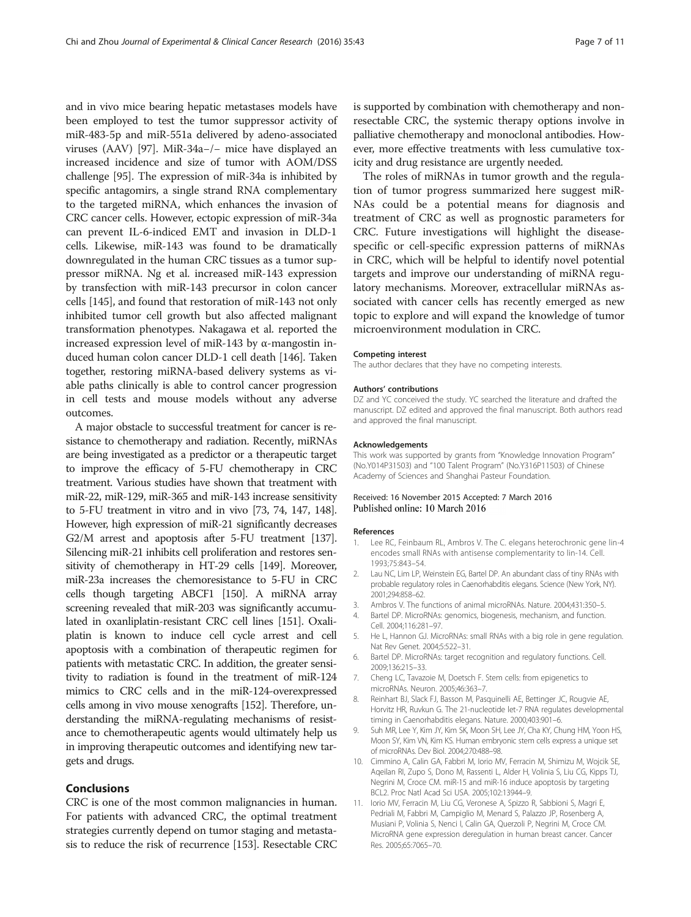and in vivo mice bearing hepatic metastases models have been employed to test the tumor suppressor activity of miR-483-5p and miR-551a delivered by adeno-associated viruses (AAV) [97]. MiR-34a−/− mice have displayed an increased incidence and size of tumor with AOM/DSS challenge [95]. The expression of miR-34a is inhibited by specific antagomirs, a single strand RNA complementary to the targeted miRNA, which enhances the invasion of CRC cancer cells. However, ectopic expression of miR-34a can prevent IL-6-indiced EMT and invasion in DLD-1 cells. Likewise, miR-143 was found to be dramatically downregulated in the human CRC tissues as a tumor suppressor miRNA. Ng et al. increased miR-143 expression by transfection with miR-143 precursor in colon cancer cells [145], and found that restoration of miR-143 not only inhibited tumor cell growth but also affected malignant transformation phenotypes. Nakagawa et al. reported the increased expression level of miR-143 by α-mangostin induced human colon cancer DLD-1 cell death [146]. Taken together, restoring miRNA-based delivery systems as viable paths clinically is able to control cancer progression in cell tests and mouse models without any adverse outcomes.

A major obstacle to successful treatment for cancer is resistance to chemotherapy and radiation. Recently, miRNAs are being investigated as a predictor or a therapeutic target to improve the efficacy of 5-FU chemotherapy in CRC treatment. Various studies have shown that treatment with miR-22, miR-129, miR-365 and miR-143 increase sensitivity to 5-FU treatment in vitro and in vivo [73, 74, 147, 148]. However, high expression of miR-21 significantly decreases G2/M arrest and apoptosis after 5-FU treatment [137]. Silencing miR-21 inhibits cell proliferation and restores sensitivity of chemotherapy in HT-29 cells [149]. Moreover, miR-23a increases the chemoresistance to 5-FU in CRC cells though targeting ABCF1 [150]. A miRNA array screening revealed that miR-203 was significantly accumulated in oxanliplatin-resistant CRC cell lines [151]. Oxaliplatin is known to induce cell cycle arrest and cell apoptosis with a combination of therapeutic regimen for patients with metastatic CRC. In addition, the greater sensitivity to radiation is found in the treatment of miR-124 mimics to CRC cells and in the miR-124-overexpressed cells among in vivo mouse xenografts [152]. Therefore, understanding the miRNA-regulating mechanisms of resistance to chemotherapeutic agents would ultimately help us in improving therapeutic outcomes and identifying new targets and drugs.

## Conclusions

CRC is one of the most common malignancies in human. For patients with advanced CRC, the optimal treatment strategies currently depend on tumor staging and metastasis to reduce the risk of recurrence [153]. Resectable CRC is supported by combination with chemotherapy and non-resectable CRC, the systemic therapy options involve in palliative chemotherapy and monoclonal antibodies. However, more effective treatments with less cumulative toxicity and drug resistance are urgently needed.

The roles of miRNAs in tumor growth and the regulation of tumor progress summarized here suggest miRNAs could be a potential means for diagnosis and treatment of CRC as well as prognostic parameters for CRC. Future investigations will highlight the disease-specific or cell-specific expression patterns of miRNAs in CRC, which will be helpful to identify novel potential targets and improve our understanding of miRNA regulatory mechanisms. Moreover, extracellular miRNAs associated with cancer cells has recently emerged as new topic to explore and will expand the knowledge of tumor microenvironment modulation in CRC.

#### Competing interest

The author declares that they have no competing interests.

#### Authors' contributions

DZ and YC conceived the study. YC searched the literature and drafted the manuscript. DZ edited and approved the final manuscript. Both authors read and approved the final manuscript.

#### Acknowledgements

This work was supported by grants from "Knowledge Innovation Program" (No.Y014P31503) and "100 Talent Program" (No.Y316P11503) of Chinese Academy of Sciences and Shanghai Pasteur Foundation.

Received: 16 November 2015 Accepted: 7 March 2016
Published online: 10 March 2016

#### References

1. Lee RC, Feinbaum RL, Ambros V. The C. elegans heterochronic gene lin-4 encodes small RNAs with antisense complementarity to lin-14. Cell. 1993;75:843–54.
2. Lau NC, Lim LP, Weinstein EG, Bartel DP. An abundant class of tiny RNAs with probable regulatory roles in Caenorhabditis elegans. Science (New York, NY). 2001;294:858–62.
3. Ambros V. The functions of animal microRNAs. Nature. 2004;431:350–5.
4. Bartel DP. MicroRNAs: genomics, biogenesis, mechanism, and function. Cell. 2004;116:281–97.
5. He L, Hannon GJ. MicroRNAs: small RNAs with a big role in gene regulation. Nat Rev Genet. 2004;5:522–31.
6. Bartel DP. MicroRNAs: target recognition and regulatory functions. Cell. 2009;136:215–33.
7. Cheng LC, Tavazoie M, Doetsch F. Stem cells: from epigenetics to microRNAs. Neuron. 2005;46:363–7.
8. Reinhart BJ, Slack FJ, Basson M, Pasquinelli AE, Bettinger JC, Rougvie AE, Horvitz HR, Ruvkun G. The 21-nucleotide let-7 RNA regulates developmental timing in Caenorhabditis elegans. Nature. 2000;403:901–6.
9. Suh MR, Lee Y, Kim JY, Kim SK, Moon SH, Lee JY, Cha KY, Chung HM, Yoon HS, Moon SY, Kim VN, Kim KS. Human embryonic stem cells express a unique set of microRNAs. Dev Biol. 2004;270:488–98.
10. Cimmino A, Calin GA, Fabbri M, Iorio MV, Ferracin M, Shimizu M, Wojcik SE, Aqeilan RI, Zupo S, Dono M, Rassenti L, Alder H, Volinia S, Liu CG, Kipps TJ, Negrini M, Croce CM. miR-15 and miR-16 induce apoptosis by targeting BCL2. Proc Natl Acad Sci USA. 2005;102:13944–9.
11. Iorio MV, Ferracin M, Liu CG, Veronese A, Spizzo R, Sabbioni S, Magri E, Pedriali M, Fabbri M, Campiglio M, Menard S, Palazzo JP, Rosenberg A, Musiani P, Volinia S, Nenci I, Calin GA, Querzoli P, Negrini M, Croce CM. MicroRNA gene expression deregulation in human breast cancer. Cancer Res. 2005;65:7065–70.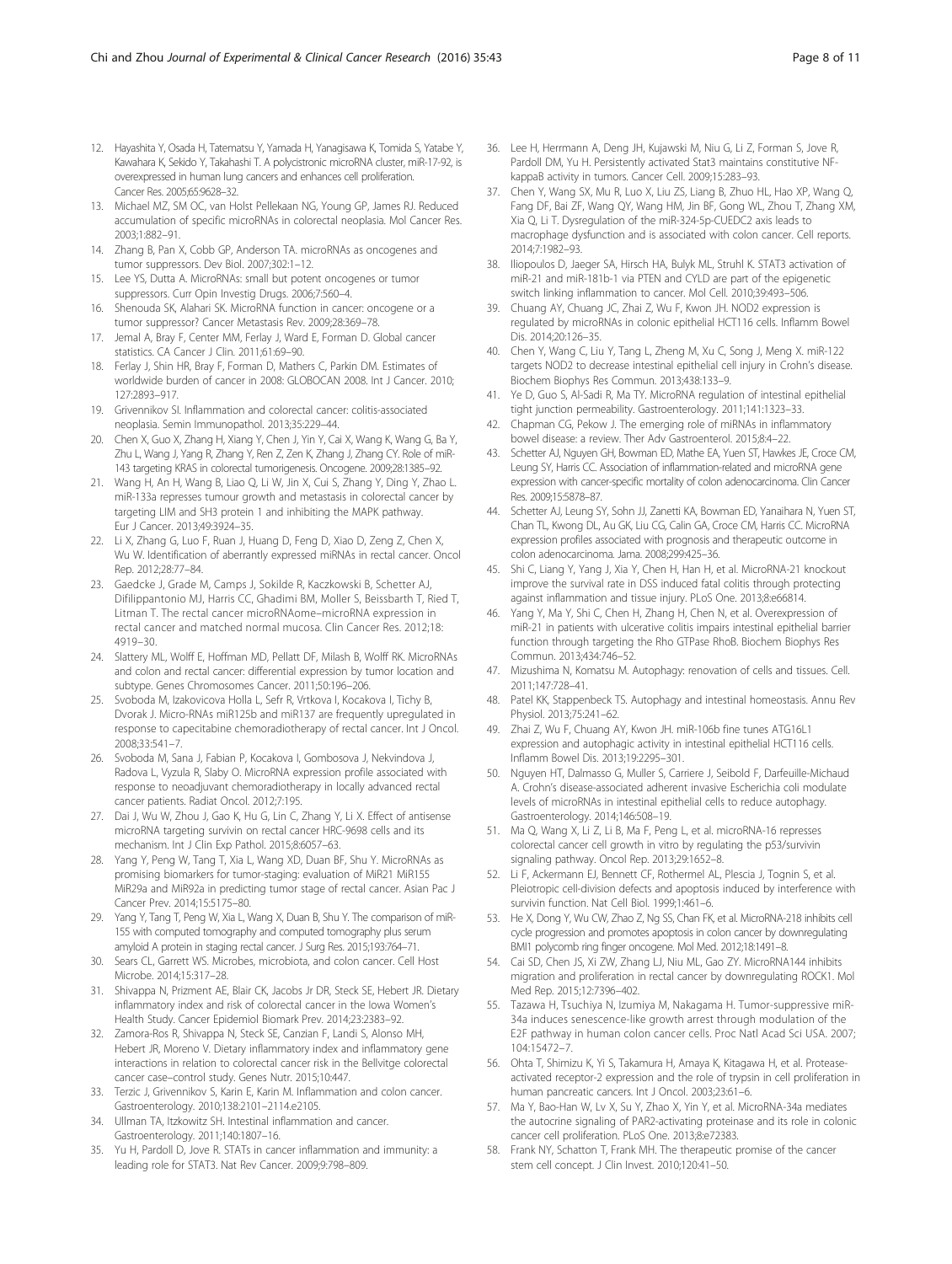12. Hayashita Y, Osada H, Tatematsu Y, Yamada H, Yanagisawa K, Tomida S, Yatabe Y, Kawahara K, Sekido Y, Takahashi T. A polycistronic microRNA cluster, miR-17-92, is overexpressed in human lung cancers and enhances cell proliferation. Cancer Res. 2005;65:9628–32.
13. Michael MZ, SM OC, van Holst Pellekaan NG, Young GP, James RJ. Reduced accumulation of specific microRNAs in colorectal neoplasia. Mol Cancer Res. 2003;1:882–91.
14. Zhang B, Pan X, Cobb GP, Anderson TA. microRNAs as oncogenes and tumor suppressors. Dev Biol. 2007;302:1–12.
15. Lee YS, Dutta A. MicroRNAs: small but potent oncogenes or tumor suppressors. Curr Opin Investig Drugs. 2006;7:560–4.
16. Shenouda SK, Alahari SK. MicroRNA function in cancer: oncogene or a tumor suppressor? Cancer Metastasis Rev. 2009;28:369–78.
17. Jemal A, Bray F, Center MM, Ferlay J, Ward E, Forman D. Global cancer statistics. CA Cancer J Clin. 2011;61:69–90.
18. Ferlay J, Shin HR, Bray F, Forman D, Mathers C, Parkin DM. Estimates of worldwide burden of cancer in 2008: GLOBOCAN 2008. Int J Cancer. 2010; 127:2893–917.
19. Grivennikov SI. Inflammation and colorectal cancer: colitis-associated neoplasia. Semin Immunopathol. 2013;35:229–44.
20. Chen X, Guo X, Zhang H, Xiang Y, Chen J, Yin Y, Cai X, Wang K, Wang G, Ba Y, Zhu L, Wang J, Yang R, Zhang Y, Ren Z, Zen K, Zhang J, Zhang CY. Role of miR-143 targeting KRAS in colorectal tumorigenesis. Oncogene. 2009;28:1385–92.
21. Wang H, An H, Wang B, Liao Q, Li W, Jin X, Cui S, Zhang Y, Ding Y, Zhao L. miR-133a represses tumour growth and metastasis in colorectal cancer by targeting LIM and SH3 protein 1 and inhibiting the MAPK pathway. Eur J Cancer. 2013;49:3924–35.
22. Li X, Zhang G, Luo F, Ruan J, Huang D, Feng D, Xiao D, Zeng Z, Chen X, Wu W. Identification of aberrantly expressed miRNAs in rectal cancer. Oncol Rep. 2012;28:77–84.
23. Gaedcke J, Grade M, Camps J, Sokilde R, Kaczkowski B, Schetter AJ, Difilippantonio MJ, Harris CC, Ghadimi BM, Moller S, Beissbarth T, Ried T, Litman T. The rectal cancer microRNAome–microRNA expression in rectal cancer and matched normal mucosa. Clin Cancer Res. 2012;18: 4919–30.
24. Slattery ML, Wolff E, Hoffman MD, Pellatt DF, Milash B, Wolff RK. MicroRNAs and colon and rectal cancer: differential expression by tumor location and subtype. Genes Chromosomes Cancer. 2011;50:196–206.
25. Svoboda M, Izakovicova Holla L, Sefr R, Vrtkova I, Kocakova I, Tichy B, Dvorak J. Micro-RNAs miR125b and miR137 are frequently upregulated in response to capecitabine chemoradiotherapy of rectal cancer. Int J Oncol. 2008;33:541–7.
26. Svoboda M, Sana J, Fabian P, Kocakova I, Gombosova J, Nekvindova J, Radova L, Vyzula R, Slaby O. MicroRNA expression profile associated with response to neoadjuvant chemoradiotherapy in locally advanced rectal cancer patients. Radiat Oncol. 2012;7:195.
27. Dai J, Wu W, Zhou J, Gao K, Hu G, Lin C, Zhang Y, Li X. Effect of antisense microRNA targeting survivin on rectal cancer HRC-9698 cells and its mechanism. Int J Clin Exp Pathol. 2015;8:6057–63.
28. Yang Y, Peng W, Tang T, Xia L, Wang XD, Duan BF, Shu Y. MicroRNAs as promising biomarkers for tumor-staging: evaluation of MiR21 MiR155 MiR29a and MiR92a in predicting tumor stage of rectal cancer. Asian Pac J Cancer Prev. 2014;15:5175–80.
29. Yang Y, Tang T, Peng W, Xia L, Wang X, Duan B, Shu Y. The comparison of miR-155 with computed tomography and computed tomography plus serum amyloid A protein in staging rectal cancer. J Surg Res. 2015;193:764–71.
30. Sears CL, Garrett WS. Microbes, microbiota, and colon cancer. Cell Host Microbe. 2014;15:317–28.
31. Shivappa N, Prizment AE, Blair CK, Jacobs Jr DR, Steck SE, Hebert JR. Dietary inflammatory index and risk of colorectal cancer in the Iowa Women's Health Study. Cancer Epidemiol Biomark Prev. 2014;23:2383–92.
32. Zamora-Ros R, Shivappa N, Steck SE, Canzian F, Landi S, Alonso MH, Hebert JR, Moreno V. Dietary inflammatory index and inflammatory gene interactions in relation to colorectal cancer risk in the Bellvitge colorectal cancer case–control study. Genes Nutr. 2015;10:447.
33. Terzic J, Grivennikov S, Karin E, Karin M. Inflammation and colon cancer. Gastroenterology. 2010;138:2101–2114.e2105.
34. Ullman TA, Itzkowitz SH. Intestinal inflammation and cancer. Gastroenterology. 2011;140:1807–16.
35. Yu H, Pardoll D, Jove R. STATs in cancer inflammation and immunity: a leading role for STAT3. Nat Rev Cancer. 2009;9:798–809.
36. Lee H, Herrmann A, Deng JH, Kujawski M, Niu G, Li Z, Forman S, Jove R, Pardoll DM, Yu H. Persistently activated Stat3 maintains constitutive NF-kappaB activity in tumors. Cancer Cell. 2009;15:283–93.
37. Chen Y, Wang SX, Mu R, Luo X, Liu ZS, Liang B, Zhuo HL, Hao XP, Wang Q, Fang DF, Bai ZF, Wang QY, Wang HM, Jin BF, Gong WL, Zhou T, Zhang XM, Xia Q, Li T. Dysregulation of the miR-324-5p-CUEDC2 axis leads to macrophage dysfunction and is associated with colon cancer. Cell reports. 2014;7:1982–93.
38. Iliopoulos D, Jaeger SA, Hirsch HA, Bulyk ML, Struhl K. STAT3 activation of miR-21 and miR-181b-1 via PTEN and CYLD are part of the epigenetic switch linking inflammation to cancer. Mol Cell. 2010;39:493–506.
39. Chuang AY, Chuang JC, Zhai Z, Wu F, Kwon JH. NOD2 expression is regulated by microRNAs in colonic epithelial HCT116 cells. Inflamm Bowel Dis. 2014;20:126–35.
40. Chen Y, Wang C, Liu Y, Tang L, Zheng M, Xu C, Song J, Meng X. miR-122 targets NOD2 to decrease intestinal epithelial cell injury in Crohn's disease. Biochem Biophys Res Commun. 2013;438:133–9.
41. Ye D, Guo S, Al-Sadi R, Ma TY. MicroRNA regulation of intestinal epithelial tight junction permeability. Gastroenterology. 2011;141:1323–33.
42. Chapman CG, Pekow J. The emerging role of miRNAs in inflammatory bowel disease: a review. Ther Adv Gastroenterol. 2015;8:4–22.
43. Schetter AJ, Nguyen GH, Bowman ED, Mathe EA, Yuen ST, Hawkes JE, Croce CM, Leung SY, Harris CC. Association of inflammation-related and microRNA gene expression with cancer-specific mortality of colon adenocarcinoma. Clin Cancer Res. 2009;15:5878–87.
44. Schetter AJ, Leung SY, Sohn JJ, Zanetti KA, Bowman ED, Yanaihara N, Yuen ST, Chan TL, Kwong DL, Au GK, Liu CG, Calin GA, Croce CM, Harris CC. MicroRNA expression profiles associated with prognosis and therapeutic outcome in colon adenocarcinoma. Jama. 2008;299:425–36.
45. Shi C, Liang Y, Yang J, Xia Y, Chen H, Han H, et al. MicroRNA-21 knockout improve the survival rate in DSS induced fatal colitis through protecting against inflammation and tissue injury. PLoS One. 2013;8:e66814.
46. Yang Y, Ma Y, Shi C, Chen H, Zhang H, Chen N, et al. Overexpression of miR-21 in patients with ulcerative colitis impairs intestinal epithelial barrier function through targeting the Rho GTPase RhoB. Biochem Biophys Res Commun. 2013;434:746–52.
47. Mizushima N, Komatsu M. Autophagy: renovation of cells and tissues. Cell. 2011;147:728–41.
48. Patel KK, Stappenbeck TS. Autophagy and intestinal homeostasis. Annu Rev Physiol. 2013;75:241–62.
49. Zhai Z, Wu F, Chuang AY, Kwon JH. miR-106b fine tunes ATG16L1 expression and autophagic activity in intestinal epithelial HCT116 cells. Inflamm Bowel Dis. 2013;19:2295–301.
50. Nguyen HT, Dalmasso G, Muller S, Carriere J, Seibold F, Darfeuille-Michaud A. Crohn's disease-associated adherent invasive Escherichia coli modulate levels of microRNAs in intestinal epithelial cells to reduce autophagy. Gastroenterology. 2014;146:508–19.
51. Ma Q, Wang X, Li Z, Li B, Ma F, Peng L, et al. microRNA-16 represses colorectal cancer cell growth in vitro by regulating the p53/survivin signaling pathway. Oncol Rep. 2013;29:1652–8.
52. Li F, Ackermann EJ, Bennett CF, Rothermel AL, Plescia J, Tognin S, et al. Pleiotropic cell-division defects and apoptosis induced by interference with survivin function. Nat Cell Biol. 1999;1:461–6.
53. He X, Dong Y, Wu CW, Zhao Z, Ng SS, Chan FK, et al. MicroRNA-218 inhibits cell cycle progression and promotes apoptosis in colon cancer by downregulating BMI1 polycomb ring finger oncogene. Mol Med. 2012;18:1491–8.
54. Cai SD, Chen JS, Xi ZW, Zhang LJ, Niu ML, Gao ZY. MicroRNA144 inhibits migration and proliferation in rectal cancer by downregulating ROCK1. Mol Med Rep. 2015;12:7396–402.
55. Tazawa H, Tsuchiya N, Izumiya M, Nakagama H. Tumor-suppressive miR-34a induces senescence-like growth arrest through modulation of the E2F pathway in human colon cancer cells. Proc Natl Acad Sci USA. 2007; 104:15472–7.
56. Ohta T, Shimizu K, Yi S, Takamura H, Amaya K, Kitagawa H, et al. Protease-activated receptor-2 expression and the role of trypsin in cell proliferation in human pancreatic cancers. Int J Oncol. 2003;23:61–6.
57. Ma Y, Bao-Han W, Lv X, Su Y, Zhao X, Yin Y, et al. MicroRNA-34a mediates the autocrine signaling of PAR2-activating proteinase and its role in colonic cancer cell proliferation. PLoS One. 2013;8:e72383.
58. Frank NY, Schatton T, Frank MH. The therapeutic promise of the cancer stem cell concept. J Clin Invest. 2010;120:41–50.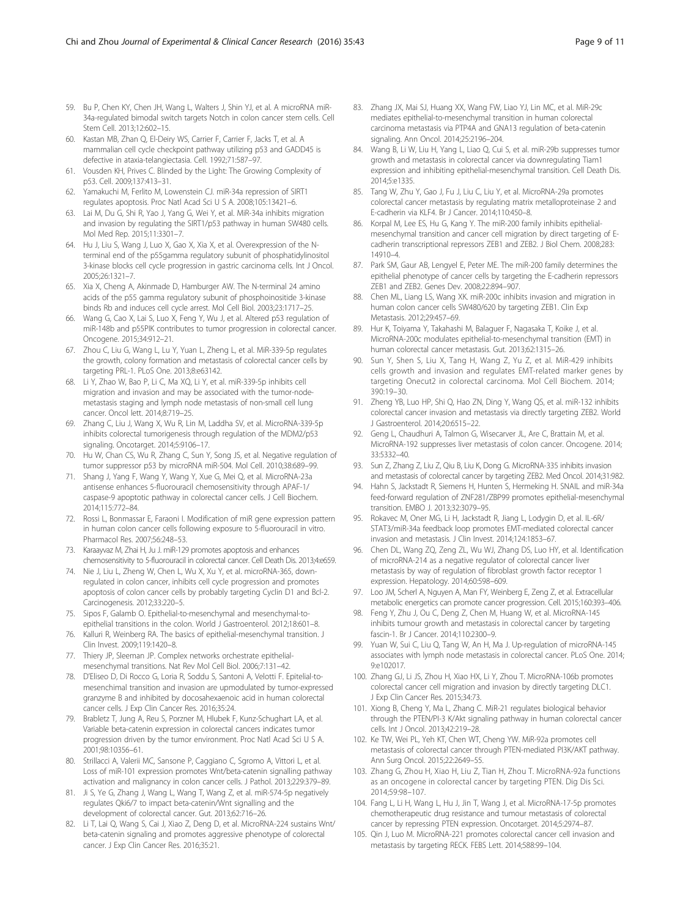59. Bu P, Chen KY, Chen JH, Wang L, Walters J, Shin YJ, et al. A microRNA miR-34a-regulated bimodal switch targets Notch in colon cancer stem cells. Cell Stem Cell. 2013;12:602–15.
60. Kastan MB, Zhan Q, El-Deiry WS, Carrier F, Carrier F, Jacks T, et al. A mammalian cell cycle checkpoint pathway utilizing p53 and GADD45 is defective in ataxia-telangiectasia. Cell. 1992;71:587–97.
61. Vousden KH, Prives C. Blinded by the Light: The Growing Complexity of p53. Cell. 2009;137:413–31.
62. Yamakuchi M, Ferlito M, Lowenstein CJ. miR-34a repression of SIRT1 regulates apoptosis. Proc Natl Acad Sci U S A. 2008;105:13421–6.
63. Lai M, Du G, Shi R, Yao J, Yang G, Wei Y, et al. MiR-34a inhibits migration and invasion by regulating the SIRT1/p53 pathway in human SW480 cells. Mol Med Rep. 2015;11:3301–7.
64. Hu J, Liu S, Wang J, Luo X, Gao X, Xia X, et al. Overexpression of the N-terminal end of the p55gamma regulatory subunit of phosphatidylinositol 3-kinase blocks cell cycle progression in gastric carcinoma cells. Int J Oncol. 2005;26:1321–7.
65. Xia X, Cheng A, Akinmade D, Hamburger AW. The N-terminal 24 amino acids of the p55 gamma regulatory subunit of phosphoinositide 3-kinase binds Rb and induces cell cycle arrest. Mol Cell Biol. 2003;23:1717–25.
66. Wang G, Cao X, Lai S, Luo X, Feng Y, Wu J, et al. Altered p53 regulation of miR-148b and p55PIK contributes to tumor progression in colorectal cancer. Oncogene. 2015;34:912–21.
67. Zhou C, Liu G, Wang L, Lu Y, Yuan L, Zheng L, et al. MiR-339-5p regulates the growth, colony formation and metastasis of colorectal cancer cells by targeting PRL-1. PLoS One. 2013;8:e63142.
68. Li Y, Zhao W, Bao P, Li C, Ma XQ, Li Y, et al. miR-339-5p inhibits cell migration and invasion and may be associated with the tumor-node-metastasis staging and lymph node metastasis of non-small cell lung cancer. Oncol lett. 2014;8:719–25.
69. Zhang C, Liu J, Wang X, Wu R, Lin M, Laddha SV, et al. MicroRNA-339-5p inhibits colorectal tumorigenesis through regulation of the MDM2/p53 signaling. Oncotarget. 2014;5:9106–17.
70. Hu W, Chan CS, Wu R, Zhang C, Sun Y, Song JS, et al. Negative regulation of tumor suppressor p53 by microRNA miR-504. Mol Cell. 2010;38:689–99.
71. Shang J, Yang F, Wang Y, Wang Y, Xue G, Mei Q, et al. MicroRNA-23a antisense enhances 5-fluorouracil chemosensitivity through APAF-1/caspase-9 apoptotic pathway in colorectal cancer cells. J Cell Biochem. 2014;115:772–84.
72. Rossi L, Bonmassar E, Faraoni I. Modification of miR gene expression pattern in human colon cancer cells following exposure to 5-fluorouracil in vitro. Pharmacol Res. 2007;56:248–53.
73. Karaayvaz M, Zhai H, Ju J. miR-129 promotes apoptosis and enhances chemosensitivity to 5-fluorouracil in colorectal cancer. Cell Death Dis. 2013;4:e659.
74. Nie J, Liu L, Zheng W, Chen L, Wu X, Xu Y, et al. microRNA-365, down-regulated in colon cancer, inhibits cell cycle progression and promotes apoptosis of colon cancer cells by probably targeting Cyclin D1 and Bcl-2. Carcinogenesis. 2012;33:220–5.
75. Sipos F, Galamb O. Epithelial-to-mesenchymal and mesenchymal-to-epithelial transitions in the colon. World J Gastroenterol. 2012;18:601–8.
76. Kalluri R, Weinberg RA. The basics of epithelial-mesenchymal transition. J Clin Invest. 2009;119:1420–8.
77. Thiery JP, Sleeman JP. Complex networks orchestrate epithelial-mesenchymal transitions. Nat Rev Mol Cell Biol. 2006;7:131–42.
78. D'Eliseo D, Di Rocco G, Loria R, Soddu S, Santoni A, Velotti F. Epitelial-to-mesenchimal transition and invasion are upmodulated by tumor-expressed granzyme B and inhibited by docosahexaenoic acid in human colorectal cancer cells. J Exp Clin Cancer Res. 2016;35:24.
79. Brabletz T, Jung A, Reu S, Porzner M, Hlubek F, Kunz-Schughart LA, et al. Variable beta-catenin expression in colorectal cancers indicates tumor progression driven by the tumor environment. Proc Natl Acad Sci U S A. 2001;98:10356–61.
80. Strillacci A, Valerii MC, Sansone P, Caggiano C, Sgromo A, Vittori L, et al. Loss of miR-101 expression promotes Wnt/beta-catenin signalling pathway activation and malignancy in colon cancer cells. J Pathol. 2013;229:379–89.
81. Ji S, Ye G, Zhang J, Wang L, Wang T, Wang Z, et al. miR-574-5p negatively regulates Qki6/7 to impact beta-catenin/Wnt signalling and the development of colorectal cancer. Gut. 2013;62:716–26.
82. Li T, Lai Q, Wang S, Cai J, Xiao Z, Deng D, et al. MicroRNA-224 sustains Wnt/beta-catenin signaling and promotes aggressive phenotype of colorectal cancer. J Exp Clin Cancer Res. 2016;35:21.
83. Zhang JX, Mai SJ, Huang XX, Wang FW, Liao YJ, Lin MC, et al. MiR-29c mediates epithelial-to-mesenchymal transition in human colorectal carcinoma metastasis via PTP4A and GNA13 regulation of beta-catenin signaling. Ann Oncol. 2014;25:2196–204.
84. Wang B, Li W, Liu H, Yang L, Liao Q, Cui S, et al. miR-29b suppresses tumor growth and metastasis in colorectal cancer via downregulating Tiam1 expression and inhibiting epithelial-mesenchymal transition. Cell Death Dis. 2014;5:e1335.
85. Tang W, Zhu Y, Gao J, Fu J, Liu C, Liu Y, et al. MicroRNA-29a promotes colorectal cancer metastasis by regulating matrix metalloproteinase 2 and E-cadherin via KLF4. Br J Cancer. 2014;110:450–8.
86. Korpal M, Lee ES, Hu G, Kang Y. The miR-200 family inhibits epithelial-mesenchymal transition and cancer cell migration by direct targeting of E-cadherin transcriptional repressors ZEB1 and ZEB2. J Biol Chem. 2008;283:14910–4.
87. Park SM, Gaur AB, Lengyel E, Peter ME. The miR-200 family determines the epithelial phenotype of cancer cells by targeting the E-cadherin repressors ZEB1 and ZEB2. Genes Dev. 2008;22:894–907.
88. Chen ML, Liang LS, Wang XK. miR-200c inhibits invasion and migration in human colon cancer cells SW480/620 by targeting ZEB1. Clin Exp Metastasis. 2012;29:457–69.
89. Hur K, Toiyama Y, Takahashi M, Balaguer F, Nagasaka T, Koike J, et al. MicroRNA-200c modulates epithelial-to-mesenchymal transition (EMT) in human colorectal cancer metastasis. Gut. 2013;62:1315–26.
90. Sun Y, Shen S, Liu X, Tang H, Wang Z, Yu Z, et al. MiR-429 inhibits cells growth and invasion and regulates EMT-related marker genes by targeting Onecut2 in colorectal carcinoma. Mol Cell Biochem. 2014;390:19–30.
91. Zheng YB, Luo HP, Shi Q, Hao ZN, Ding Y, Wang QS, et al. miR-132 inhibits colorectal cancer invasion and metastasis via directly targeting ZEB2. World J Gastroenterol. 2014;20:6515–22.
92. Geng L, Chaudhuri A, Talmon G, Wisecarver JL, Are C, Brattain M, et al. MicroRNA-192 suppresses liver metastasis of colon cancer. Oncogene. 2014;33:5332–40.
93. Sun Z, Zhang Z, Liu Z, Qiu B, Liu K, Dong G. MicroRNA-335 inhibits invasion and metastasis of colorectal cancer by targeting ZEB2. Med Oncol. 2014;31:982.
94. Hahn S, Jackstadt R, Siemens H, Hunten S, Hermeking H. SNAIL and miR-34a feed-forward regulation of ZNF281/ZBP99 promotes epithelial-mesenchymal transition. EMBO J. 2013;32:3079–95.
95. Rokavec M, Oner MG, Li H, Jackstadt R, Jiang L, Lodygin D, et al. IL-6R/STAT3/miR-34a feedback loop promotes EMT-mediated colorectal cancer invasion and metastasis. J Clin Invest. 2014;124:1853–67.
96. Chen DL, Wang ZQ, Zeng ZL, Wu WJ, Zhang DS, Luo HY, et al. Identification of microRNA-214 as a negative regulator of colorectal cancer liver metastasis by way of regulation of fibroblast growth factor receptor 1 expression. Hepatology. 2014;60:598–609.
97. Loo JM, Scherl A, Nguyen A, Man FY, Weinberg E, Zeng Z, et al. Extracellular metabolic energetics can promote cancer progression. Cell. 2015;160:393–406.
98. Feng Y, Zhu J, Ou C, Deng Z, Chen M, Huang W, et al. MicroRNA-145 inhibits tumour growth and metastasis in colorectal cancer by targeting fascin-1. Br J Cancer. 2014;110:2300–9.
99. Yuan W, Sui C, Liu Q, Tang W, An H, Ma J. Up-regulation of microRNA-145 associates with lymph node metastasis in colorectal cancer. PLoS One. 2014;9:e102017.
100. Zhang GJ, Li JS, Zhou H, Xiao HX, Li Y, Zhou T. MicroRNA-106b promotes colorectal cancer cell migration and invasion by directly targeting DLC1. J Exp Clin Cancer Res. 2015;34:73.
101. Xiong B, Cheng Y, Ma L, Zhang C. MiR-21 regulates biological behavior through the PTEN/PI-3 K/Akt signaling pathway in human colorectal cancer cells. Int J Oncol. 2013;42:219–28.
102. Ke TW, Wei PL, Yeh KT, Chen WT, Cheng YW. MiR-92a promotes cell metastasis of colorectal cancer through PTEN-mediated PI3K/AKT pathway. Ann Surg Oncol. 2015;22:2649–55.
103. Zhang G, Zhou H, Xiao H, Liu Z, Tian H, Zhou T. MicroRNA-92a functions as an oncogene in colorectal cancer by targeting PTEN. Dig Dis Sci. 2014;59:98–107.
104. Fang L, Li H, Wang L, Hu J, Jin T, Wang J, et al. MicroRNA-17-5p promotes chemotherapeutic drug resistance and tumour metastasis of colorectal cancer by repressing PTEN expression. Oncotarget. 2014;5:2974–87.
105. Qin J, Luo M. MicroRNA-221 promotes colorectal cancer cell invasion and metastasis by targeting RECK. FEBS Lett. 2014;588:99–104.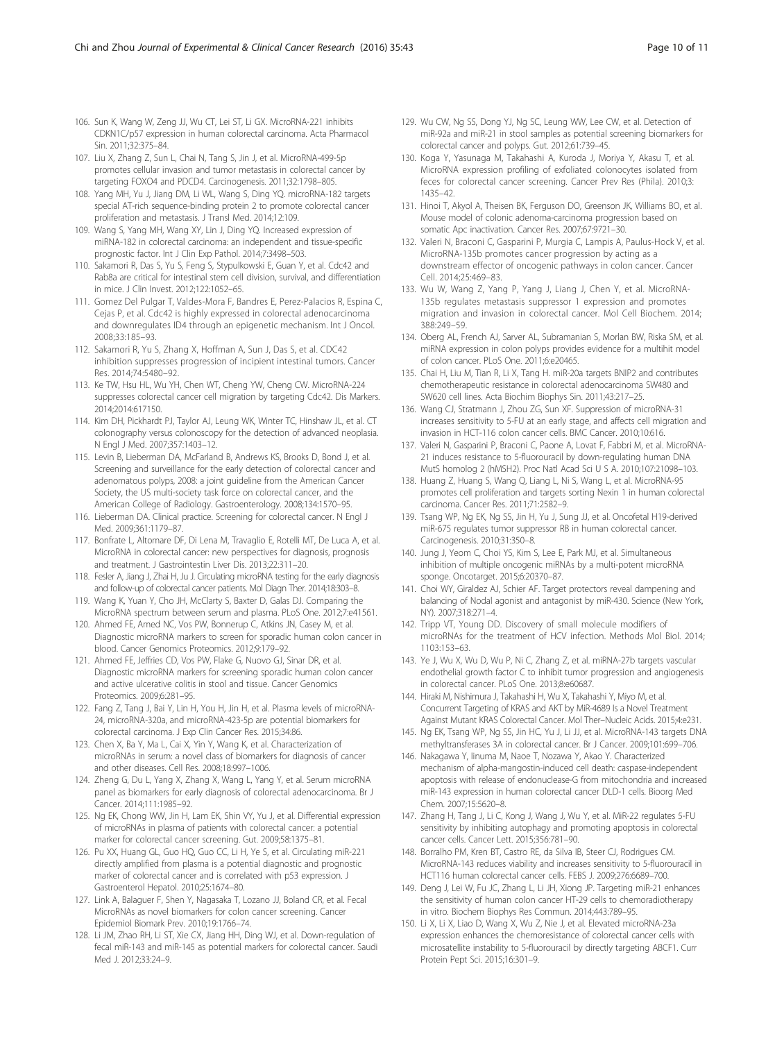106. Sun K, Wang W, Zeng JJ, Wu CT, Lei ST, Li GX. MicroRNA-221 inhibits CDKN1C/p57 expression in human colorectal carcinoma. Acta Pharmacol Sin. 2011;32:375–84.
107. Liu X, Zhang Z, Sun L, Chai N, Tang S, Jin J, et al. MicroRNA-499-5p promotes cellular invasion and tumor metastasis in colorectal cancer by targeting FOXO4 and PDCD4. Carcinogenesis. 2011;32:1798–805.
108. Yang MH, Yu J, Jiang DM, Li WL, Wang S, Ding YQ. microRNA-182 targets special AT-rich sequence-binding protein 2 to promote colorectal cancer proliferation and metastasis. J Transl Med. 2014;12:109.
109. Wang S, Yang MH, Wang XY, Lin J, Ding YQ. Increased expression of miRNA-182 in colorectal carcinoma: an independent and tissue-specific prognostic factor. Int J Clin Exp Pathol. 2014;7:3498–503.
110. Sakamori R, Das S, Yu S, Feng S, Stypulkowski E, Guan Y, et al. Cdc42 and Rab8a are critical for intestinal stem cell division, survival, and differentiation in mice. J Clin Invest. 2012;122:1052–65.
111. Gomez Del Pulgar T, Valdes-Mora F, Bandres E, Perez-Palacios R, Espina C, Cejas P, et al. Cdc42 is highly expressed in colorectal adenocarcinoma and downregulates ID4 through an epigenetic mechanism. Int J Oncol. 2008;33:185–93.
112. Sakamori R, Yu S, Zhang X, Hoffman A, Sun J, Das S, et al. CDC42 inhibition suppresses progression of incipient intestinal tumors. Cancer Res. 2014;74:5480–92.
113. Ke TW, Hsu HL, Wu YH, Chen WT, Cheng YW, Cheng CW. MicroRNA-224 suppresses colorectal cancer cell migration by targeting Cdc42. Dis Markers. 2014;2014:617150.
114. Kim DH, Pickhardt PJ, Taylor AJ, Leung WK, Winter TC, Hinshaw JL, et al. CT colonography versus colonoscopy for the detection of advanced neoplasia. N Engl J Med. 2007;357:1403–12.
115. Levin B, Lieberman DA, McFarland B, Andrews KS, Brooks D, Bond J, et al. Screening and surveillance for the early detection of colorectal cancer and adenomatous polyps, 2008: a joint guideline from the American Cancer Society, the US multi-society task force on colorectal cancer, and the American College of Radiology. Gastroenterology. 2008;134:1570–95.
116. Lieberman DA. Clinical practice. Screening for colorectal cancer. N Engl J Med. 2009;361:1179–87.
117. Bonfrate L, Altomare DF, Di Lena M, Travaglio E, Rotelli MT, De Luca A, et al. MicroRNA in colorectal cancer: new perspectives for diagnosis, prognosis and treatment. J Gastrointestin Liver Dis. 2013;22:311–20.
118. Fesler A, Jiang J, Zhai H, Ju J. Circulating microRNA testing for the early diagnosis and follow-up of colorectal cancer patients. Mol Diagn Ther. 2014;18:303–8.
119. Wang K, Yuan Y, Cho JH, McClarty S, Baxter D, Galas DJ. Comparing the MicroRNA spectrum between serum and plasma. PLoS One. 2012;7:e41561.
120. Ahmed FE, Amed NC, Vos PW, Bonnerup C, Atkins JN, Casey M, et al. Diagnostic microRNA markers to screen for sporadic human colon cancer in blood. Cancer Genomics Proteomics. 2012;9:179–92.
121. Ahmed FE, Jeffries CD, Vos PW, Flake G, Nuovo GJ, Sinar DR, et al. Diagnostic microRNA markers for screening sporadic human colon cancer and active ulcerative colitis in stool and tissue. Cancer Genomics Proteomics. 2009;6:281–95.
122. Fang Z, Tang J, Bai Y, Lin H, You H, Jin H, et al. Plasma levels of microRNA-24, microRNA-320a, and microRNA-423-5p are potential biomarkers for colorectal carcinoma. J Exp Clin Cancer Res. 2015;34:86.
123. Chen X, Ba Y, Ma L, Cai X, Yin Y, Wang K, et al. Characterization of microRNAs in serum: a novel class of biomarkers for diagnosis of cancer and other diseases. Cell Res. 2008;18:997–1006.
124. Zheng G, Du L, Yang X, Zhang X, Wang L, Yang Y, et al. Serum microRNA panel as biomarkers for early diagnosis of colorectal adenocarcinoma. Br J Cancer. 2014;111:1985–92.
125. Ng EK, Chong WW, Jin H, Lam EK, Shin VY, Yu J, et al. Differential expression of microRNAs in plasma of patients with colorectal cancer: a potential marker for colorectal cancer screening. Gut. 2009;58:1375–81.
126. Pu XX, Huang GL, Guo HQ, Guo CC, Li H, Ye S, et al. Circulating miR-221 directly amplified from plasma is a potential diagnostic and prognostic marker of colorectal cancer and is correlated with p53 expression. J Gastroenterol Hepatol. 2010;25:1674–80.
127. Link A, Balaguer F, Shen Y, Nagasaka T, Lozano JJ, Boland CR, et al. Fecal MicroRNAs as novel biomarkers for colon cancer screening. Cancer Epidemiol Biomark Prev. 2010;19:1766–74.
128. Li JM, Zhao RH, Li ST, Xie CX, Jiang HH, Ding WJ, et al. Down-regulation of fecal miR-143 and miR-145 as potential markers for colorectal cancer. Saudi Med J. 2012;33:24–9.
129. Wu CW, Ng SS, Dong YJ, Ng SC, Leung WW, Lee CW, et al. Detection of miR-92a and miR-21 in stool samples as potential screening biomarkers for colorectal cancer and polyps. Gut. 2012;61:739–45.
130. Koga Y, Yasunaga M, Takahashi A, Kuroda J, Moriya Y, Akasu T, et al. MicroRNA expression profiling of exfoliated colonocytes isolated from feces for colorectal cancer screening. Cancer Prev Res (Phila). 2010;3:1435–42.
131. Hinoi T, Akyol A, Theisen BK, Ferguson DO, Greenson JK, Williams BO, et al. Mouse model of colonic adenoma-carcinoma progression based on somatic Apc inactivation. Cancer Res. 2007;67:9721–30.
132. Valeri N, Braconi C, Gasparini P, Murgia C, Lampis A, Paulus-Hock V, et al. MicroRNA-135b promotes cancer progression by acting as a downstream effector of oncogenic pathways in colon cancer. Cancer Cell. 2014;25:469–83.
133. Wu W, Wang Z, Yang P, Yang J, Liang J, Chen Y, et al. MicroRNA-135b regulates metastasis suppressor 1 expression and promotes migration and invasion in colorectal cancer. Mol Cell Biochem. 2014;388:249–59.
134. Oberg AL, French AJ, Sarver AL, Subramanian S, Morlan BW, Riska SM, et al. miRNA expression in colon polyps provides evidence for a multihit model of colon cancer. PLoS One. 2011;6:e20465.
135. Chai H, Liu M, Tian R, Li X, Tang H. miR-20a targets BNIP2 and contributes chemotherapeutic resistance in colorectal adenocarcinoma SW480 and SW620 cell lines. Acta Biochim Biophys Sin. 2011;43:217–25.
136. Wang CJ, Stratmann J, Zhou ZG, Sun XF. Suppression of microRNA-31 increases sensitivity to 5-FU at an early stage, and affects cell migration and invasion in HCT-116 colon cancer cells. BMC Cancer. 2010;10:616.
137. Valeri N, Gasparini P, Braconi C, Paone A, Lovat F, Fabbri M, et al. MicroRNA-21 induces resistance to 5-fluorouracil by down-regulating human DNA MutS homolog 2 (hMSH2). Proc Natl Acad Sci U S A. 2010;107:21098–103.
138. Huang Z, Huang S, Wang Q, Liang L, Ni S, Wang L, et al. MicroRNA-95 promotes cell proliferation and targets sorting Nexin 1 in human colorectal carcinoma. Cancer Res. 2011;71:2582–9.
139. Tsang WP, Ng EK, Ng SS, Jin H, Yu J, Sung JJ, et al. Oncofetal H19-derived miR-675 regulates tumor suppressor RB in human colorectal cancer. Carcinogenesis. 2010;31:350–8.
140. Jung J, Yeom C, Choi YS, Kim S, Lee E, Park MJ, et al. Simultaneous inhibition of multiple oncogenic miRNAs by a multi-potent microRNA sponge. Oncotarget. 2015;6:20370–87.
141. Choi WY, Giraldez AJ, Schier AF. Target protectors reveal dampening and balancing of Nodal agonist and antagonist by miR-430. Science (New York, NY). 2007;318:271–4.
142. Tripp VT, Young DD. Discovery of small molecule modifiers of microRNAs for the treatment of HCV infection. Methods Mol Biol. 2014;1103:153–63.
143. Ye J, Wu X, Wu D, Wu P, Ni C, Zhang Z, et al. miRNA-27b targets vascular endothelial growth factor C to inhibit tumor progression and angiogenesis in colorectal cancer. PLoS One. 2013;8:e60687.
144. Hiraki M, Nishimura J, Takahashi H, Wu X, Takahashi Y, Miyo M, et al. Concurrent Targeting of KRAS and AKT by MiR-4689 Is a Novel Treatment Against Mutant KRAS Colorectal Cancer. Mol Ther–Nucleic Acids. 2015;4:e231.
145. Ng EK, Tsang WP, Ng SS, Jin HC, Yu J, Li JJ, et al. MicroRNA-143 targets DNA methyltransferases 3A in colorectal cancer. Br J Cancer. 2009;101:699–706.
146. Nakagawa Y, Iinuma M, Naoe T, Nozawa Y, Akao Y. Characterized mechanism of alpha-mangostin-induced cell death: caspase-independent apoptosis with release of endonuclease-G from mitochondria and increased miR-143 expression in human colorectal cancer DLD-1 cells. Bioorg Med Chem. 2007;15:5620–8.
147. Zhang H, Tang J, Li C, Kong J, Wang J, Wu Y, et al. MiR-22 regulates 5-FU sensitivity by inhibiting autophagy and promoting apoptosis in colorectal cancer cells. Cancer Lett. 2015;356:781–90.
148. Borralho PM, Kren BT, Castro RE, da Silva IB, Steer CJ, Rodrigues CM. MicroRNA-143 reduces viability and increases sensitivity to 5-fluorouracil in HCT116 human colorectal cancer cells. FEBS J. 2009;276:6689–700.
149. Deng J, Lei W, Fu JC, Zhang L, Li JH, Xiong JP. Targeting miR-21 enhances the sensitivity of human colon cancer HT-29 cells to chemoradiotherapy in vitro. Biochem Biophys Res Commun. 2014;443:789–95.
150. Li X, Li X, Liao D, Wang X, Wu Z, Nie J, et al. Elevated microRNA-23a expression enhances the chemoresistance of colorectal cancer cells with microsatellite instability to 5-fluorouracil by directly targeting ABCF1. Curr Protein Pept Sci. 2015;16:301–9.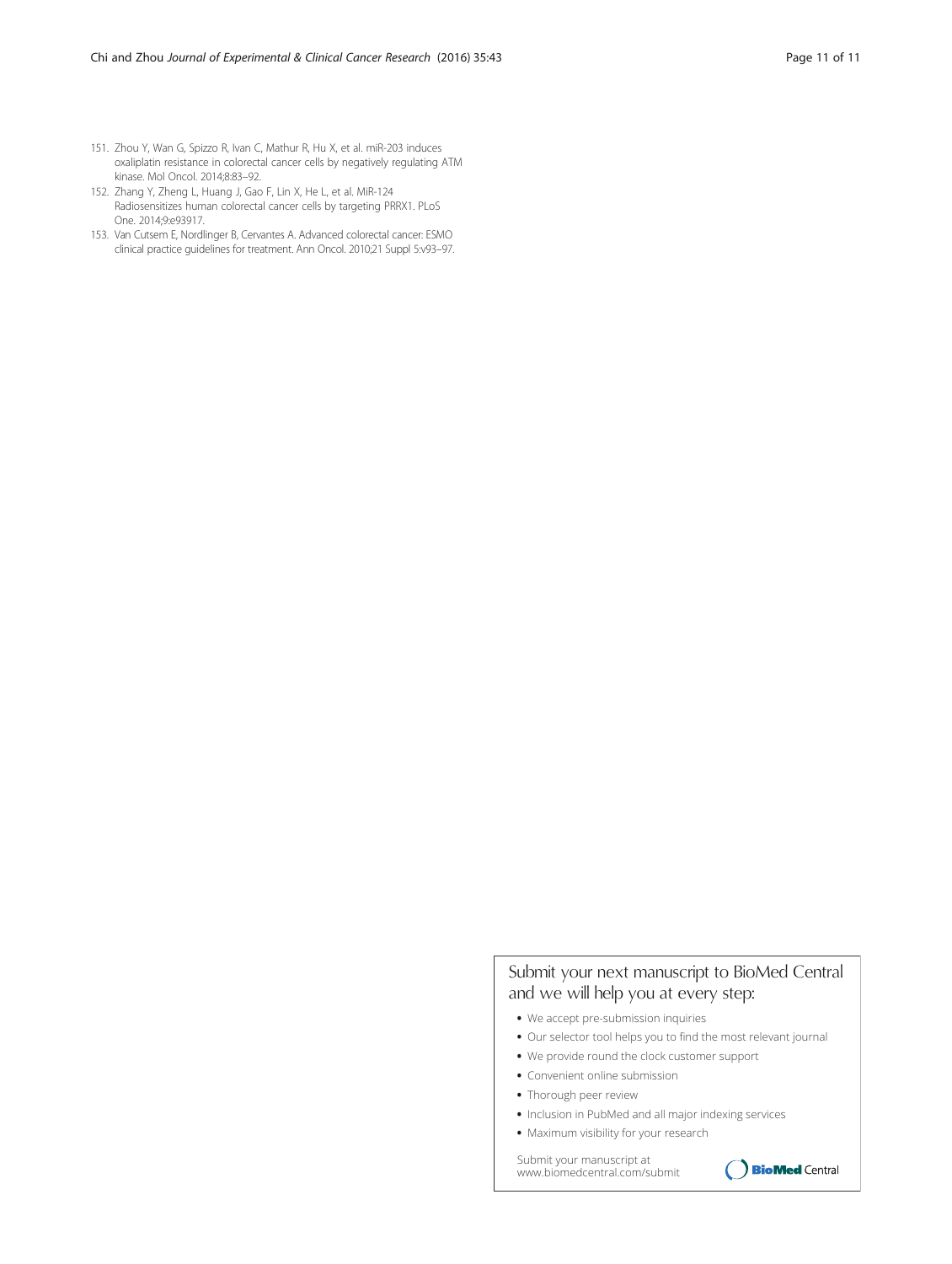151. Zhou Y, Wan G, Spizzo R, Ivan C, Mathur R, Hu X, et al. miR-203 induces oxaliplatin resistance in colorectal cancer cells by negatively regulating ATM kinase. Mol Oncol. 2014;8:83–92.
152. Zhang Y, Zheng L, Huang J, Gao F, Lin X, He L, et al. MiR-124 Radiosensitizes human colorectal cancer cells by targeting PRRX1. PLoS One. 2014;9:e93917.
153. Van Cutsem E, Nordlinger B, Cervantes A. Advanced colorectal cancer: ESMO clinical practice guidelines for treatment. Ann Oncol. 2010;21 Suppl 5:v93–97.

Submit your next manuscript to BioMed Central and we will help you at every step:

- We accept pre-submission inquiries
- Our selector tool helps you to find the most relevant journal
- We provide round the clock customer support
- Convenient online submission
- Thorough peer review
- Inclusion in PubMed and all major indexing services
- Maximum visibility for your research

Submit your manuscript at
www.biomedcentral.com/submit

BioMed Central